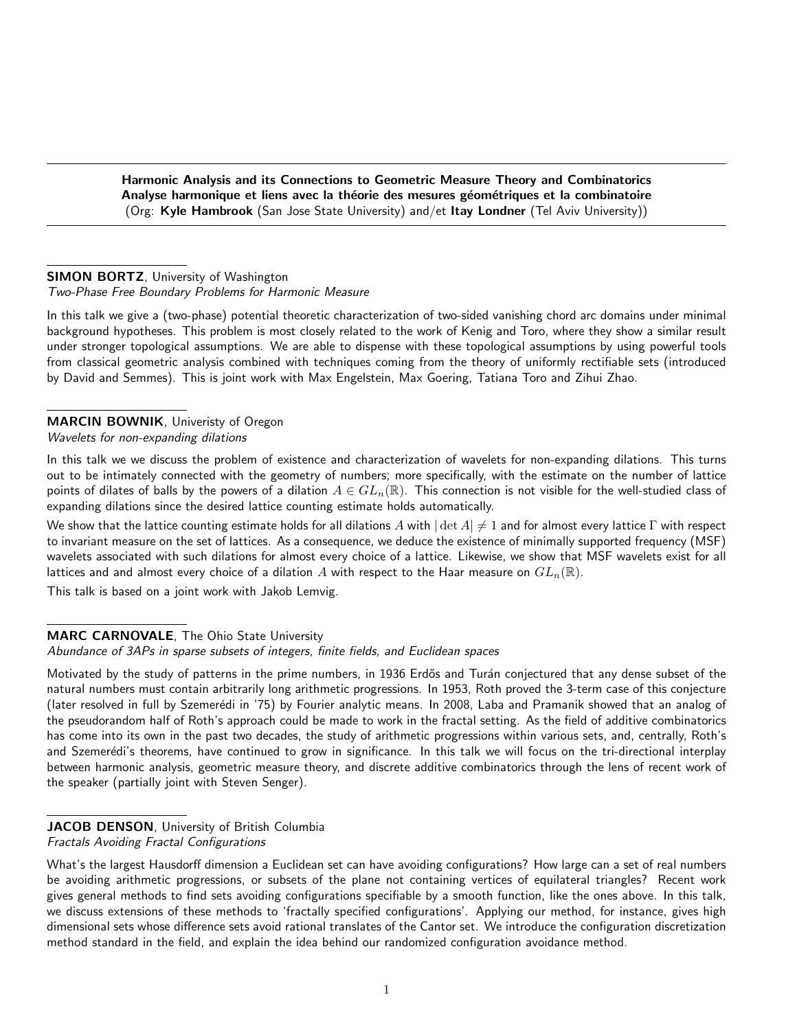**Harmonic Analysis and its Connections to Geometric Measure Theory and Combinatorics**
**Analyse harmonique et liens avec la théorie des mesures géométriques et la combinatoire**
(Org: **Kyle Hambrook** (San Jose State University) and/et **Itay Londner** (Tel Aviv University))

---

**SIMON BORTZ**, University of Washington
*Two-Phase Free Boundary Problems for Harmonic Measure*

In this talk we give a (two-phase) potential theoretic characterization of two-sided vanishing chord arc domains under minimal background hypotheses. This problem is most closely related to the work of Kenig and Toro, where they show a similar result under stronger topological assumptions. We are able to dispense with these topological assumptions by using powerful tools from classical geometric analysis combined with techniques coming from the theory of uniformly rectifiable sets (introduced by David and Semmes). This is joint work with Max Engelstein, Max Goering, Tatiana Toro and Zihui Zhao.

---

**MARCIN BOWNIK**, Univeristy of Oregon
*Wavelets for non-expanding dilations*

In this talk we we discuss the problem of existence and characterization of wavelets for non-expanding dilations. This turns out to be intimately connected with the geometry of numbers; more specifically, with the estimate on the number of lattice points of dilates of balls by the powers of a dilation $A \in GL_n(\mathbb{R})$. This connection is not visible for the well-studied class of expanding dilations since the desired lattice counting estimate holds automatically.

We show that the lattice counting estimate holds for all dilations $A$ with $|\det A| \neq 1$ and for almost every lattice $\Gamma$ with respect to invariant measure on the set of lattices. As a consequence, we deduce the existence of minimally supported frequency (MSF) wavelets associated with such dilations for almost every choice of a lattice. Likewise, we show that MSF wavelets exist for all lattices and and almost every choice of a dilation $A$ with respect to the Haar measure on $GL_n(\mathbb{R})$.

This talk is based on a joint work with Jakob Lemvig.

---

**MARC CARNOVALE**, The Ohio State University
*Abundance of 3APs in sparse subsets of integers, finite fields, and Euclidean spaces*

Motivated by the study of patterns in the prime numbers, in 1936 Erdős and Turán conjectured that any dense subset of the natural numbers must contain arbitrarily long arithmetic progressions. In 1953, Roth proved the 3-term case of this conjecture (later resolved in full by Szemerédi in '75) by Fourier analytic means. In 2008, Laba and Pramanik showed that an analog of the pseudorandom half of Roth's approach could be made to work in the fractal setting. As the field of additive combinatorics has come into its own in the past two decades, the study of arithmetic progressions within various sets, and, centrally, Roth's and Szemerédi's theorems, have continued to grow in significance. In this talk we will focus on the tri-directional interplay between harmonic analysis, geometric measure theory, and discrete additive combinatorics through the lens of recent work of the speaker (partially joint with Steven Senger).

---

**JACOB DENSON**, University of British Columbia
*Fractals Avoiding Fractal Configurations*

What's the largest Hausdorff dimension a Euclidean set can have avoiding configurations? How large can a set of real numbers be avoiding arithmetic progressions, or subsets of the plane not containing vertices of equilateral triangles? Recent work gives general methods to find sets avoiding configurations specifiable by a smooth function, like the ones above. In this talk, we discuss extensions of these methods to 'fractally specified configurations'. Applying our method, for instance, gives high dimensional sets whose difference sets avoid rational translates of the Cantor set. We introduce the configuration discretization method standard in the field, and explain the idea behind our randomized configuration avoidance method.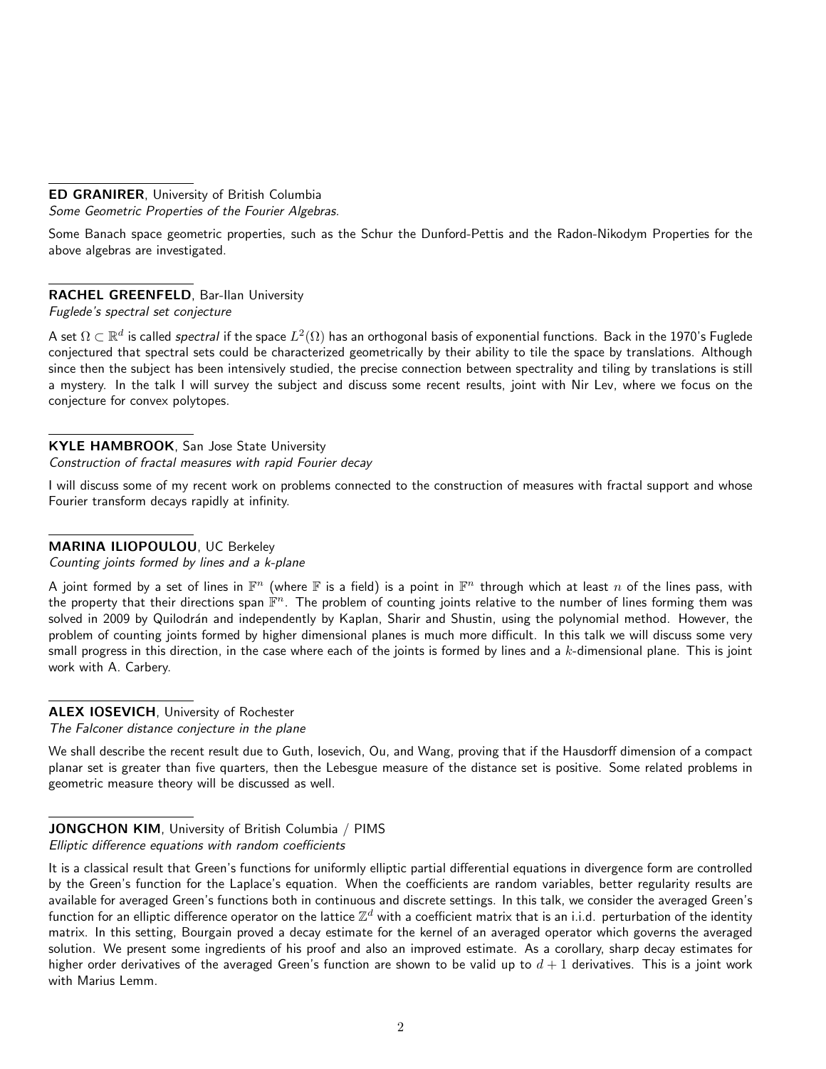**ED GRANIRER**, University of British Columbia
*Some Geometric Properties of the Fourier Algebras.*

Some Banach space geometric properties, such as the Schur the Dunford-Pettis and the Radon-Nikodym Properties for the above algebras are investigated.

**RACHEL GREENFELD**, Bar-Ilan University
*Fuglede's spectral set conjecture*

A set $\Omega \subset \mathbb{R}^d$ is called *spectral* if the space $L^2(\Omega)$ has an orthogonal basis of exponential functions. Back in the 1970's Fuglede conjectured that spectral sets could be characterized geometrically by their ability to tile the space by translations. Although since then the subject has been intensively studied, the precise connection between spectrality and tiling by translations is still a mystery. In the talk I will survey the subject and discuss some recent results, joint with Nir Lev, where we focus on the conjecture for convex polytopes.

**KYLE HAMBROOK**, San Jose State University
*Construction of fractal measures with rapid Fourier decay*

I will discuss some of my recent work on problems connected to the construction of measures with fractal support and whose Fourier transform decays rapidly at infinity.

**MARINA ILIOPOULOU**, UC Berkeley
*Counting joints formed by lines and a k-plane*

A joint formed by a set of lines in $\mathbb{F}^n$ (where $\mathbb{F}$ is a field) is a point in $\mathbb{F}^n$ through which at least $n$ of the lines pass, with the property that their directions span $\mathbb{F}^n$. The problem of counting joints relative to the number of lines forming them was solved in 2009 by Quilodrán and independently by Kaplan, Sharir and Shustin, using the polynomial method. However, the problem of counting joints formed by higher dimensional planes is much more difficult. In this talk we will discuss some very small progress in this direction, in the case where each of the joints is formed by lines and a $k$-dimensional plane. This is joint work with A. Carbery.

**ALEX IOSEVICH**, University of Rochester
*The Falconer distance conjecture in the plane*

We shall describe the recent result due to Guth, Iosevich, Ou, and Wang, proving that if the Hausdorff dimension of a compact planar set is greater than five quarters, then the Lebesgue measure of the distance set is positive. Some related problems in geometric measure theory will be discussed as well.

**JONGCHON KIM**, University of British Columbia / PIMS
*Elliptic difference equations with random coefficients*

It is a classical result that Green's functions for uniformly elliptic partial differential equations in divergence form are controlled by the Green's function for the Laplace's equation. When the coefficients are random variables, better regularity results are available for averaged Green's functions both in continuous and discrete settings. In this talk, we consider the averaged Green's function for an elliptic difference operator on the lattice $\mathbb{Z}^d$ with a coefficient matrix that is an i.i.d. perturbation of the identity matrix. In this setting, Bourgain proved a decay estimate for the kernel of an averaged operator which governs the averaged solution. We present some ingredients of his proof and also an improved estimate. As a corollary, sharp decay estimates for higher order derivatives of the averaged Green's function are shown to be valid up to $d + 1$ derivatives. This is a joint work with Marius Lemm.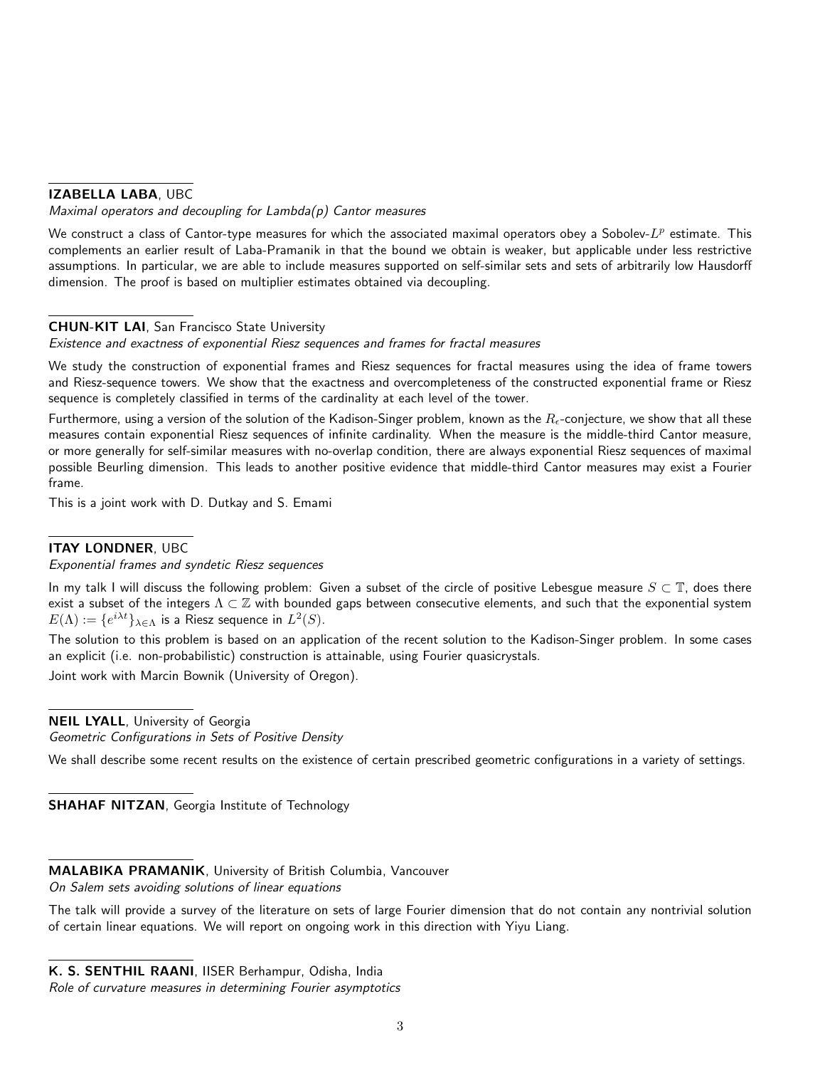**IZABELLA LABA**, UBC

*Maximal operators and decoupling for Lambda(p) Cantor measures*

We construct a class of Cantor-type measures for which the associated maximal operators obey a Sobolev-$L^p$ estimate. This complements an earlier result of Laba-Pramanik in that the bound we obtain is weaker, but applicable under less restrictive assumptions. In particular, we are able to include measures supported on self-similar sets and sets of arbitrarily low Hausdorff dimension. The proof is based on multiplier estimates obtained via decoupling.

**CHUN-KIT LAI**, San Francisco State University

*Existence and exactness of exponential Riesz sequences and frames for fractal measures*

We study the construction of exponential frames and Riesz sequences for fractal measures using the idea of frame towers and Riesz-sequence towers. We show that the exactness and overcompleteness of the constructed exponential frame or Riesz sequence is completely classified in terms of the cardinality at each level of the tower.

Furthermore, using a version of the solution of the Kadison-Singer problem, known as the $R_\epsilon$-conjecture, we show that all these measures contain exponential Riesz sequences of infinite cardinality. When the measure is the middle-third Cantor measure, or more generally for self-similar measures with no-overlap condition, there are always exponential Riesz sequences of maximal possible Beurling dimension. This leads to another positive evidence that middle-third Cantor measures may exist a Fourier frame.

This is a joint work with D. Dutkay and S. Emami

**ITAY LONDNER**, UBC

*Exponential frames and syndetic Riesz sequences*

In my talk I will discuss the following problem: Given a subset of the circle of positive Lebesgue measure $S \subset \mathbb{T}$, does there exist a subset of the integers $\Lambda \subset \mathbb{Z}$ with bounded gaps between consecutive elements, and such that the exponential system $E(\Lambda) := \{e^{i\lambda t}\}_{\lambda \in \Lambda}$ is a Riesz sequence in $L^2(S)$.

The solution to this problem is based on an application of the recent solution to the Kadison-Singer problem. In some cases an explicit (i.e. non-probabilistic) construction is attainable, using Fourier quasicrystals.

Joint work with Marcin Bownik (University of Oregon).

**NEIL LYALL**, University of Georgia

*Geometric Configurations in Sets of Positive Density*

We shall describe some recent results on the existence of certain prescribed geometric configurations in a variety of settings.

**SHAHAF NITZAN**, Georgia Institute of Technology

**MALABIKA PRAMANIK**, University of British Columbia, Vancouver

*On Salem sets avoiding solutions of linear equations*

The talk will provide a survey of the literature on sets of large Fourier dimension that do not contain any nontrivial solution of certain linear equations. We will report on ongoing work in this direction with Yiyu Liang.

**K. S. SENTHIL RAANI**, IISER Berhampur, Odisha, India

*Role of curvature measures in determining Fourier asymptotics*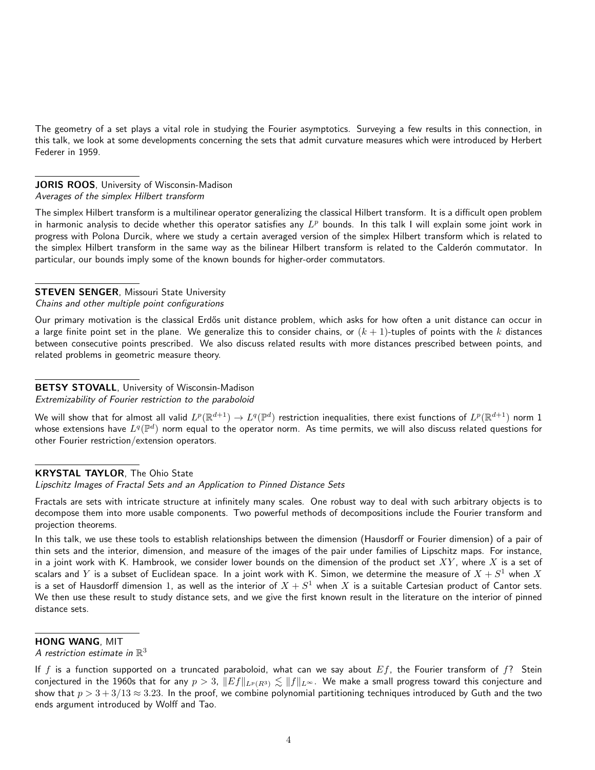The geometry of a set plays a vital role in studying the Fourier asymptotics. Surveying a few results in this connection, in this talk, we look at some developments concerning the sets that admit curvature measures which were introduced by Herbert Federer in 1959.

---

**JORIS ROOS**, University of Wisconsin-Madison
*Averages of the simplex Hilbert transform*

The simplex Hilbert transform is a multilinear operator generalizing the classical Hilbert transform. It is a difficult open problem in harmonic analysis to decide whether this operator satisfies any $L^p$ bounds. In this talk I will explain some joint work in progress with Polona Durcik, where we study a certain averaged version of the simplex Hilbert transform which is related to the simplex Hilbert transform in the same way as the bilinear Hilbert transform is related to the Calderón commutator. In particular, our bounds imply some of the known bounds for higher-order commutators.

---

**STEVEN SENGER**, Missouri State University
*Chains and other multiple point configurations*

Our primary motivation is the classical Erdős unit distance problem, which asks for how often a unit distance can occur in a large finite point set in the plane. We generalize this to consider chains, or $(k+1)$-tuples of points with the $k$ distances between consecutive points prescribed. We also discuss related results with more distances prescribed between points, and related problems in geometric measure theory.

---

**BETSY STOVALL**, University of Wisconsin-Madison
*Extremizability of Fourier restriction to the paraboloid*

We will show that for almost all valid $L^p(\mathbb{R}^{d+1}) \to L^q(\mathbb{P}^d)$ restriction inequalities, there exist functions of $L^p(\mathbb{R}^{d+1})$ norm 1 whose extensions have $L^q(\mathbb{P}^d)$ norm equal to the operator norm. As time permits, we will also discuss related questions for other Fourier restriction/extension operators.

---

**KRYSTAL TAYLOR**, The Ohio State
*Lipschitz Images of Fractal Sets and an Application to Pinned Distance Sets*

Fractals are sets with intricate structure at infinitely many scales. One robust way to deal with such arbitrary objects is to decompose them into more usable components. Two powerful methods of decompositions include the Fourier transform and projection theorems.

In this talk, we use these tools to establish relationships between the dimension (Hausdorff or Fourier dimension) of a pair of thin sets and the interior, dimension, and measure of the images of the pair under families of Lipschitz maps. For instance, in a joint work with K. Hambrook, we consider lower bounds on the dimension of the product set $XY$, where $X$ is a set of scalars and $Y$ is a subset of Euclidean space. In a joint work with K. Simon, we determine the measure of $X + S^1$ when $X$ is a set of Hausdorff dimension 1, as well as the interior of $X + S^1$ when $X$ is a suitable Cartesian product of Cantor sets. We then use these result to study distance sets, and we give the first known result in the literature on the interior of pinned distance sets.

---

**HONG WANG**, MIT
*A restriction estimate in $\mathbb{R}^3$*

If $f$ is a function supported on a truncated paraboloid, what can we say about $Ef$, the Fourier transform of $f$? Stein conjectured in the 1960s that for any $p > 3$, $\|Ef\|_{L^p(R^3)} \lesssim \|f\|_{L^\infty}$. We make a small progress toward this conjecture and show that $p > 3 + 3/13 \approx 3.23$. In the proof, we combine polynomial partitioning techniques introduced by Guth and the two ends argument introduced by Wolff and Tao.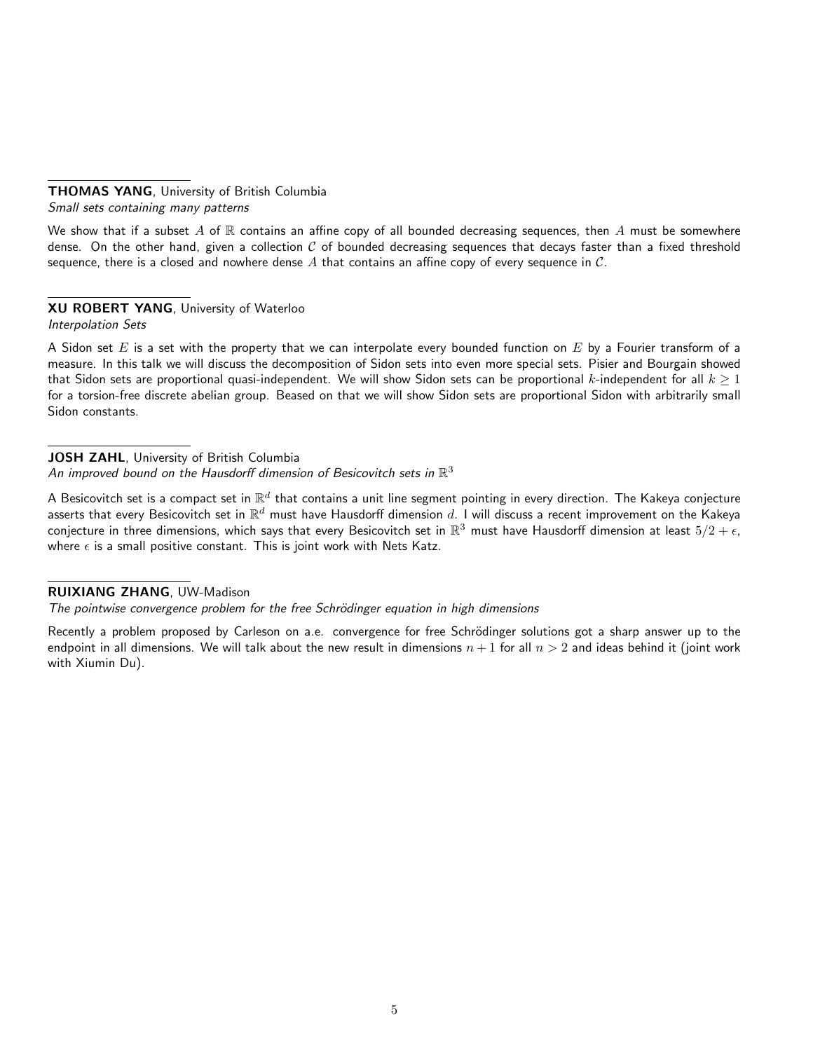**THOMAS YANG**, University of British Columbia
*Small sets containing many patterns*

We show that if a subset $A$ of $\mathbb{R}$ contains an affine copy of all bounded decreasing sequences, then $A$ must be somewhere dense. On the other hand, given a collection $\mathcal{C}$ of bounded decreasing sequences that decays faster than a fixed threshold sequence, there is a closed and nowhere dense $A$ that contains an affine copy of every sequence in $\mathcal{C}$.

**XU ROBERT YANG**, University of Waterloo
*Interpolation Sets*

A Sidon set $E$ is a set with the property that we can interpolate every bounded function on $E$ by a Fourier transform of a measure. In this talk we will discuss the decomposition of Sidon sets into even more special sets. Pisier and Bourgain showed that Sidon sets are proportional quasi-independent. We will show Sidon sets can be proportional $k$-independent for all $k \geq 1$ for a torsion-free discrete abelian group. Beased on that we will show Sidon sets are proportional Sidon with arbitrarily small Sidon constants.

**JOSH ZAHL**, University of British Columbia
*An improved bound on the Hausdorff dimension of Besicovitch sets in $\mathbb{R}^3$*

A Besicovitch set is a compact set in $\mathbb{R}^d$ that contains a unit line segment pointing in every direction. The Kakeya conjecture asserts that every Besicovitch set in $\mathbb{R}^d$ must have Hausdorff dimension $d$. I will discuss a recent improvement on the Kakeya conjecture in three dimensions, which says that every Besicovitch set in $\mathbb{R}^3$ must have Hausdorff dimension at least $5/2 + \epsilon$, where $\epsilon$ is a small positive constant. This is joint work with Nets Katz.

**RUIXIANG ZHANG**, UW-Madison
*The pointwise convergence problem for the free Schrödinger equation in high dimensions*

Recently a problem proposed by Carleson on a.e. convergence for free Schrödinger solutions got a sharp answer up to the endpoint in all dimensions. We will talk about the new result in dimensions $n + 1$ for all $n > 2$ and ideas behind it (joint work with Xiumin Du).